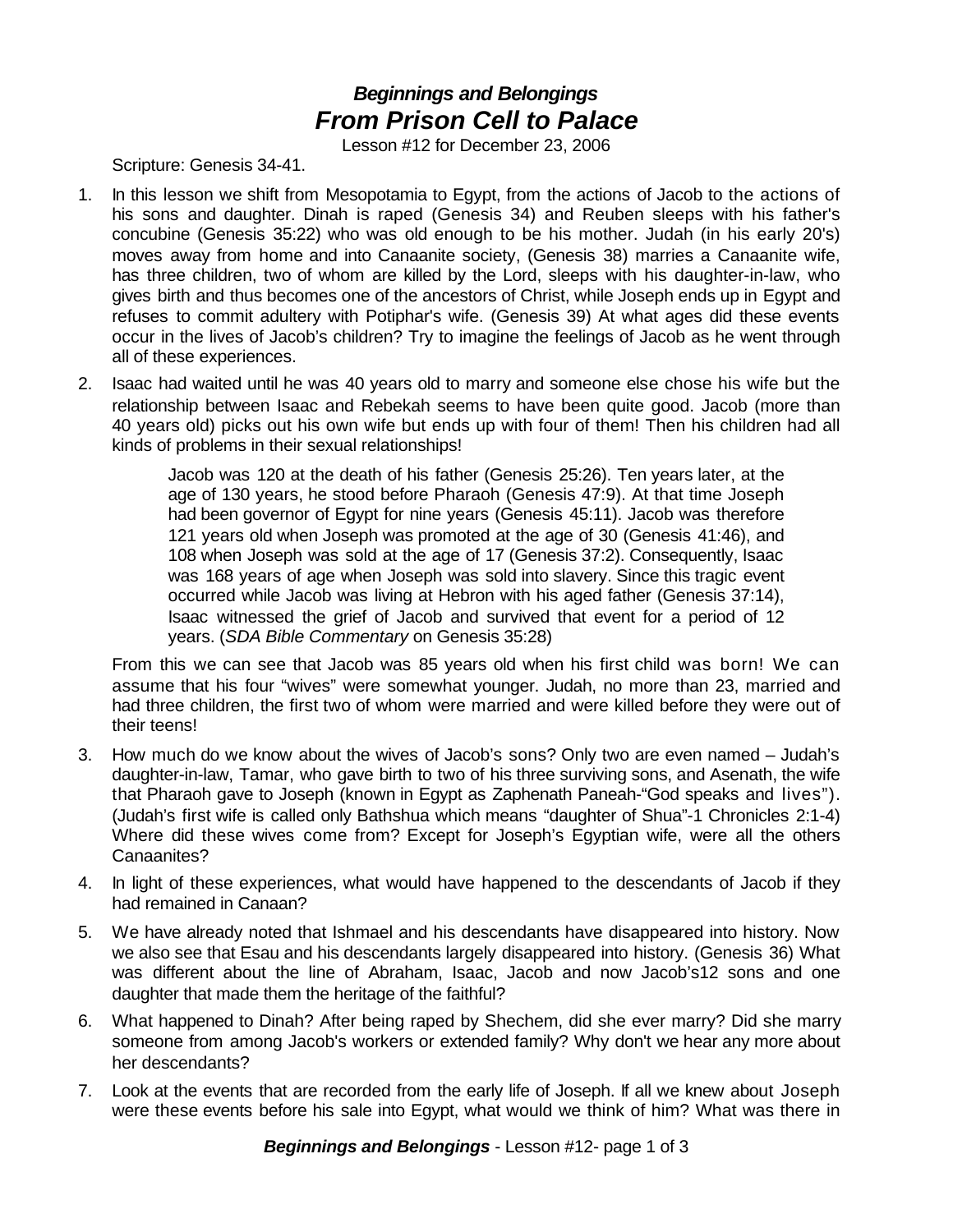# *Beginnings and Belongings*
# *From Prison Cell to Palace*

Lesson #12 for December 23, 2006

Scripture: Genesis 34-41.

1. In this lesson we shift from Mesopotamia to Egypt, from the actions of Jacob to the actions of his sons and daughter. Dinah is raped (Genesis 34) and Reuben sleeps with his father's concubine (Genesis 35:22) who was old enough to be his mother. Judah (in his early 20's) moves away from home and into Canaanite society, (Genesis 38) marries a Canaanite wife, has three children, two of whom are killed by the Lord, sleeps with his daughter-in-law, who gives birth and thus becomes one of the ancestors of Christ, while Joseph ends up in Egypt and refuses to commit adultery with Potiphar's wife. (Genesis 39) At what ages did these events occur in the lives of Jacob's children? Try to imagine the feelings of Jacob as he went through all of these experiences.

2. Isaac had waited until he was 40 years old to marry and someone else chose his wife but the relationship between Isaac and Rebekah seems to have been quite good. Jacob (more than 40 years old) picks out his own wife but ends up with four of them! Then his children had all kinds of problems in their sexual relationships!

   > Jacob was 120 at the death of his father (Genesis 25:26). Ten years later, at the age of 130 years, he stood before Pharaoh (Genesis 47:9). At that time Joseph had been governor of Egypt for nine years (Genesis 45:11). Jacob was therefore 121 years old when Joseph was promoted at the age of 30 (Genesis 41:46), and 108 when Joseph was sold at the age of 17 (Genesis 37:2). Consequently, Isaac was 168 years of age when Joseph was sold into slavery. Since this tragic event occurred while Jacob was living at Hebron with his aged father (Genesis 37:14), Isaac witnessed the grief of Jacob and survived that event for a period of 12 years. (*SDA Bible Commentary* on Genesis 35:28)

   From this we can see that Jacob was 85 years old when his first child was born! We can assume that his four "wives" were somewhat younger. Judah, no more than 23, married and had three children, the first two of whom were married and were killed before they were out of their teens!

3. How much do we know about the wives of Jacob's sons? Only two are even named – Judah's daughter-in-law, Tamar, who gave birth to two of his three surviving sons, and Asenath, the wife that Pharaoh gave to Joseph (known in Egypt as Zaphenath Paneah-"God speaks and lives"). (Judah's first wife is called only Bathshua which means "daughter of Shua"-1 Chronicles 2:1-4) Where did these wives come from? Except for Joseph's Egyptian wife, were all the others Canaanites?

4. In light of these experiences, what would have happened to the descendants of Jacob if they had remained in Canaan?

5. We have already noted that Ishmael and his descendants have disappeared into history. Now we also see that Esau and his descendants largely disappeared into history. (Genesis 36) What was different about the line of Abraham, Isaac, Jacob and now Jacob's12 sons and one daughter that made them the heritage of the faithful?

6. What happened to Dinah? After being raped by Shechem, did she ever marry? Did she marry someone from among Jacob's workers or extended family? Why don't we hear any more about her descendants?

7. Look at the events that are recorded from the early life of Joseph. If all we knew about Joseph were these events before his sale into Egypt, what would we think of him? What was there in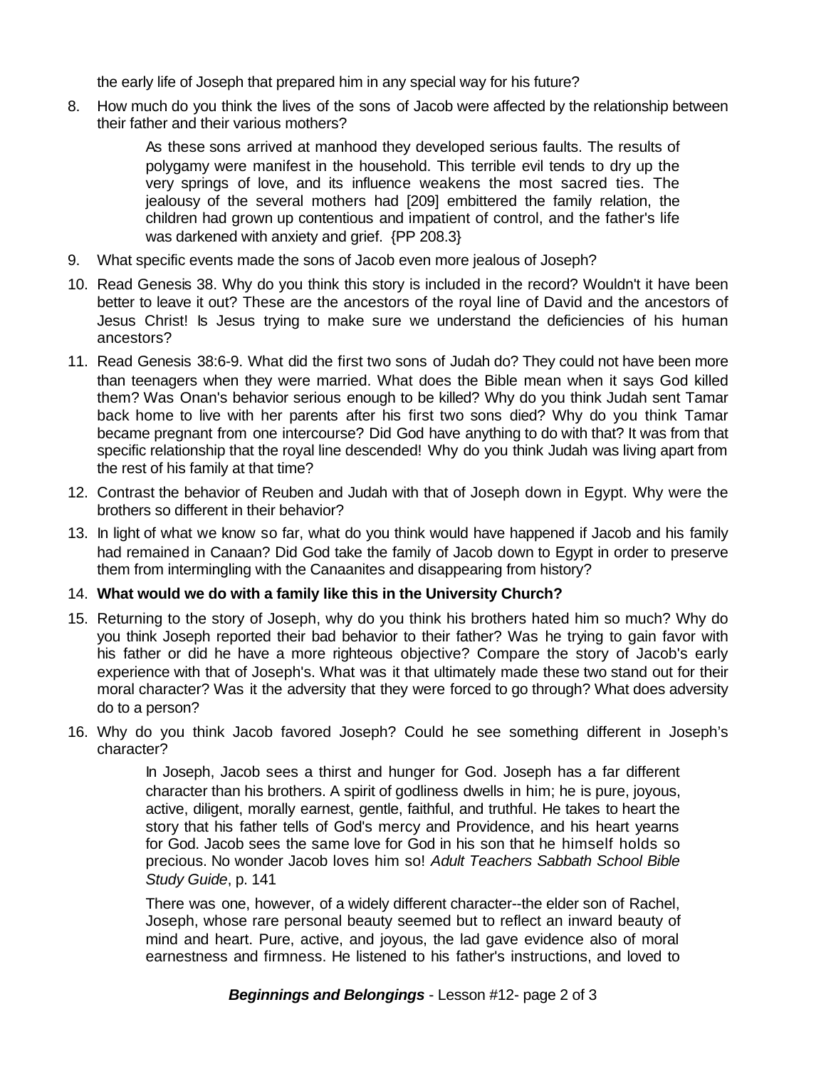the early life of Joseph that prepared him in any special way for his future?

8. How much do you think the lives of the sons of Jacob were affected by the relationship between their father and their various mothers?

   > As these sons arrived at manhood they developed serious faults. The results of polygamy were manifest in the household. This terrible evil tends to dry up the very springs of love, and its influence weakens the most sacred ties. The jealousy of the several mothers had [209] embittered the family relation, the children had grown up contentious and impatient of control, and the father's life was darkened with anxiety and grief. {PP 208.3}

9. What specific events made the sons of Jacob even more jealous of Joseph?

10. Read Genesis 38. Why do you think this story is included in the record? Wouldn't it have been better to leave it out? These are the ancestors of the royal line of David and the ancestors of Jesus Christ! Is Jesus trying to make sure we understand the deficiencies of his human ancestors?

11. Read Genesis 38:6-9. What did the first two sons of Judah do? They could not have been more than teenagers when they were married. What does the Bible mean when it says God killed them? Was Onan's behavior serious enough to be killed? Why do you think Judah sent Tamar back home to live with her parents after his first two sons died? Why do you think Tamar became pregnant from one intercourse? Did God have anything to do with that? It was from that specific relationship that the royal line descended! Why do you think Judah was living apart from the rest of his family at that time?

12. Contrast the behavior of Reuben and Judah with that of Joseph down in Egypt. Why were the brothers so different in their behavior?

13. In light of what we know so far, what do you think would have happened if Jacob and his family had remained in Canaan? Did God take the family of Jacob down to Egypt in order to preserve them from intermingling with the Canaanites and disappearing from history?

14. **What would we do with a family like this in the University Church?**

15. Returning to the story of Joseph, why do you think his brothers hated him so much? Why do you think Joseph reported their bad behavior to their father? Was he trying to gain favor with his father or did he have a more righteous objective? Compare the story of Jacob's early experience with that of Joseph's. What was it that ultimately made these two stand out for their moral character? Was it the adversity that they were forced to go through? What does adversity do to a person?

16. Why do you think Jacob favored Joseph? Could he see something different in Joseph's character?

   > In Joseph, Jacob sees a thirst and hunger for God. Joseph has a far different character than his brothers. A spirit of godliness dwells in him; he is pure, joyous, active, diligent, morally earnest, gentle, faithful, and truthful. He takes to heart the story that his father tells of God's mercy and Providence, and his heart yearns for God. Jacob sees the same love for God in his son that he himself holds so precious. No wonder Jacob loves him so! *Adult Teachers Sabbath School Bible Study Guide*, p. 141

   > There was one, however, of a widely different character--the elder son of Rachel, Joseph, whose rare personal beauty seemed but to reflect an inward beauty of mind and heart. Pure, active, and joyous, the lad gave evidence also of moral earnestness and firmness. He listened to his father's instructions, and loved to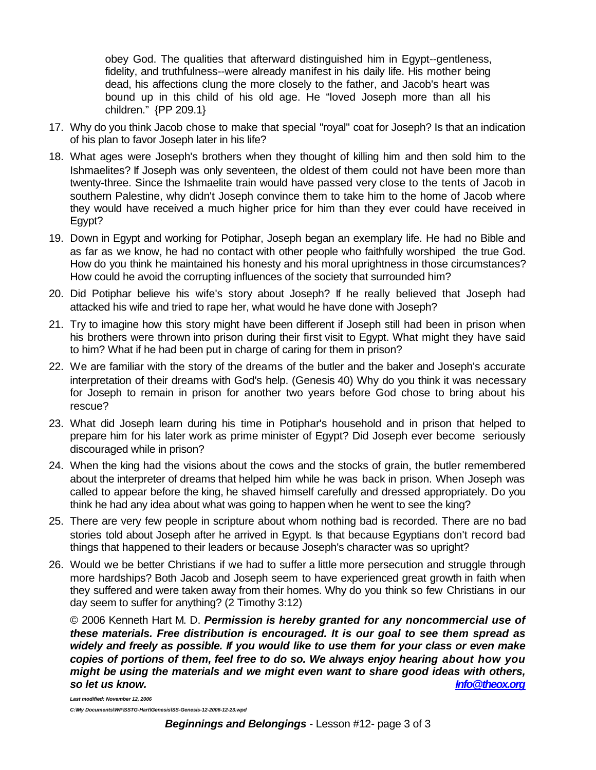obey God. The qualities that afterward distinguished him in Egypt--gentleness, fidelity, and truthfulness--were already manifest in his daily life. His mother being dead, his affections clung the more closely to the father, and Jacob's heart was bound up in this child of his old age. He "loved Joseph more than all his children." {PP 209.1}

17. Why do you think Jacob chose to make that special "royal" coat for Joseph? Is that an indication of his plan to favor Joseph later in his life?
18. What ages were Joseph's brothers when they thought of killing him and then sold him to the Ishmaelites? If Joseph was only seventeen, the oldest of them could not have been more than twenty-three. Since the Ishmaelite train would have passed very close to the tents of Jacob in southern Palestine, why didn't Joseph convince them to take him to the home of Jacob where they would have received a much higher price for him than they ever could have received in Egypt?
19. Down in Egypt and working for Potiphar, Joseph began an exemplary life. He had no Bible and as far as we know, he had no contact with other people who faithfully worshiped the true God. How do you think he maintained his honesty and his moral uprightness in those circumstances? How could he avoid the corrupting influences of the society that surrounded him?
20. Did Potiphar believe his wife's story about Joseph? If he really believed that Joseph had attacked his wife and tried to rape her, what would he have done with Joseph?
21. Try to imagine how this story might have been different if Joseph still had been in prison when his brothers were thrown into prison during their first visit to Egypt. What might they have said to him? What if he had been put in charge of caring for them in prison?
22. We are familiar with the story of the dreams of the butler and the baker and Joseph's accurate interpretation of their dreams with God's help. (Genesis 40) Why do you think it was necessary for Joseph to remain in prison for another two years before God chose to bring about his rescue?
23. What did Joseph learn during his time in Potiphar's household and in prison that helped to prepare him for his later work as prime minister of Egypt? Did Joseph ever become seriously discouraged while in prison?
24. When the king had the visions about the cows and the stocks of grain, the butler remembered about the interpreter of dreams that helped him while he was back in prison. When Joseph was called to appear before the king, he shaved himself carefully and dressed appropriately. Do you think he had any idea about what was going to happen when he went to see the king?
25. There are very few people in scripture about whom nothing bad is recorded. There are no bad stories told about Joseph after he arrived in Egypt. Is that because Egyptians don't record bad things that happened to their leaders or because Joseph's character was so upright?
26. Would we be better Christians if we had to suffer a little more persecution and struggle through more hardships? Both Jacob and Joseph seem to have experienced great growth in faith when they suffered and were taken away from their homes. Why do you think so few Christians in our day seem to suffer for anything? (2 Timothy 3:12)

© 2006 Kenneth Hart M. D. ***Permission is hereby granted for any noncommercial use of these materials. Free distribution is encouraged. It is our goal to see them spread as widely and freely as possible. If you would like to use them for your class or even make copies of portions of them, feel free to do so. We always enjoy hearing about how you might be using the materials and we might even want to share good ideas with others, so let us know.*** ***Info@theox.org***

*Last modified: November 12, 2006*

*C:\My Documents\WP\SSTG-Hart\Genesis\SS-Genesis-12-2006-12-23.wpd*